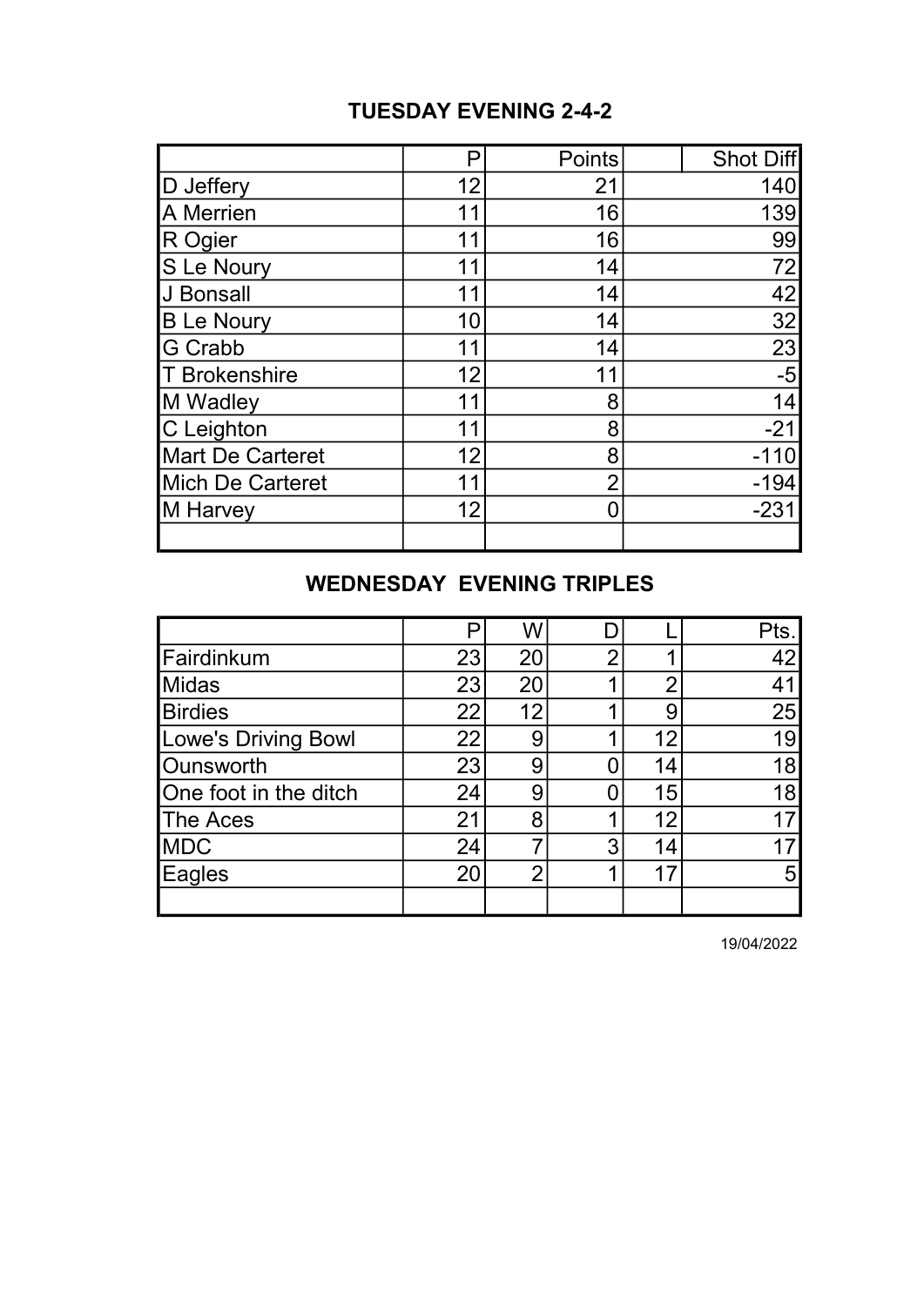## TUESDAY EVENING 2-4-2

| | P | Points | | Shot Diff |
|---|---|---|---|---|
| D Jeffery | 12 | 21 | | 140 |
| A Merrien | 11 | 16 | | 139 |
| R Ogier | 11 | 16 | | 99 |
| S Le Noury | 11 | 14 | | 72 |
| J Bonsall | 11 | 14 | | 42 |
| B Le Noury | 10 | 14 | | 32 |
| G Crabb | 11 | 14 | | 23 |
| T Brokenshire | 12 | 11 | | -5 |
| M Wadley | 11 | 8 | | 14 |
| C Leighton | 11 | 8 | | -21 |
| Mart De Carteret | 12 | 8 | | -110 |
| Mich De Carteret | 11 | 2 | | -194 |
| M Harvey | 12 | 0 | | -231 |

## WEDNESDAY EVENING TRIPLES

| | P | W | D | L | Pts. |
|---|---|---|---|---|---|
| Fairdinkum | 23 | 20 | 2 | 1 | 42 |
| Midas | 23 | 20 | 1 | 2 | 41 |
| Birdies | 22 | 12 | 1 | 9 | 25 |
| Lowe's Driving Bowl | 22 | 9 | 1 | 12 | 19 |
| Ounsworth | 23 | 9 | 0 | 14 | 18 |
| One foot in the ditch | 24 | 9 | 0 | 15 | 18 |
| The Aces | 21 | 8 | 1 | 12 | 17 |
| MDC | 24 | 7 | 3 | 14 | 17 |
| Eagles | 20 | 2 | 1 | 17 | 5 |

19/04/2022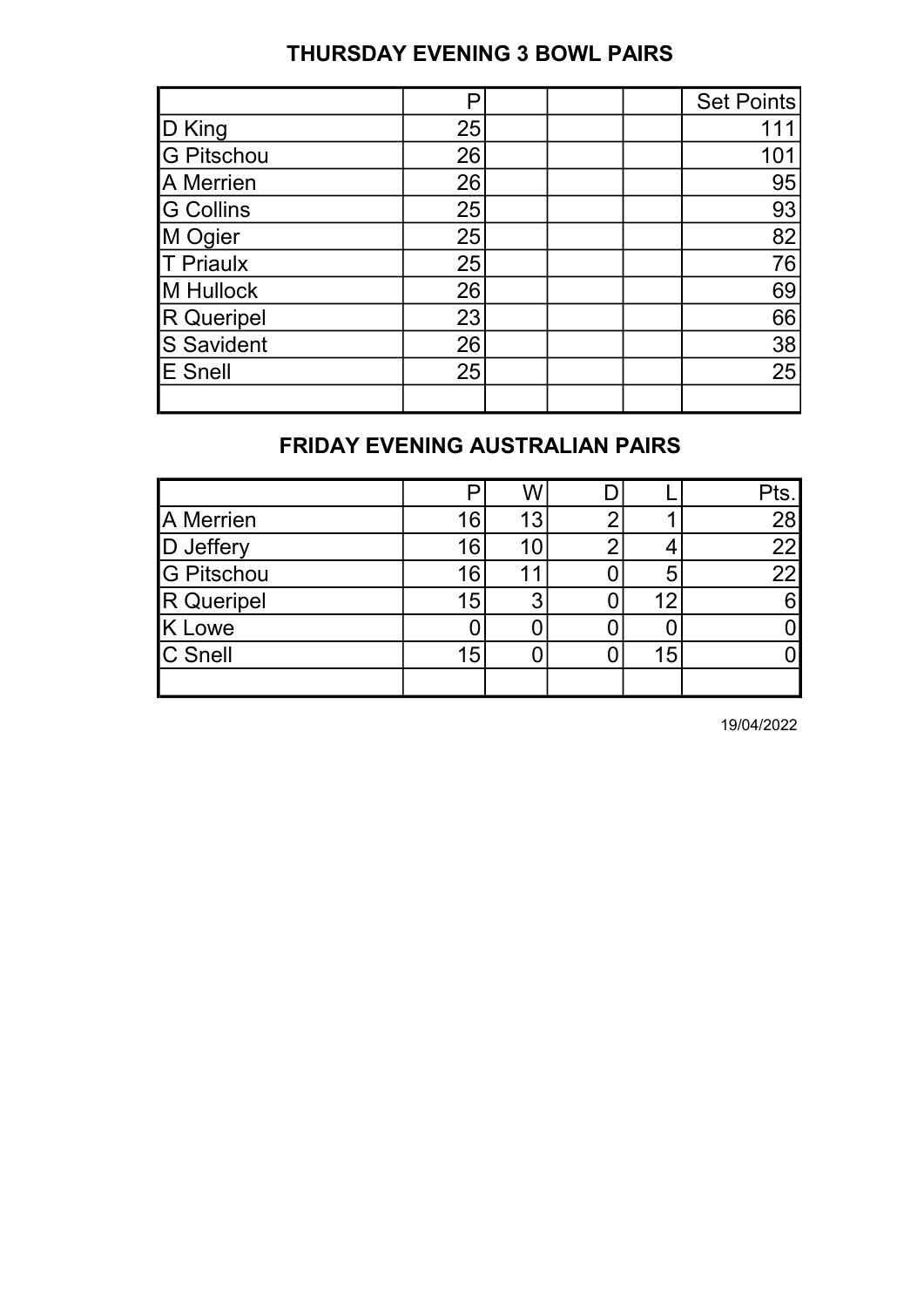## THURSDAY EVENING 3 BOWL PAIRS

| | P | | | | Set Points |
|---|---|---|---|---|---|
| D King | 25 | | | | 111 |
| G Pitschou | 26 | | | | 101 |
| A Merrien | 26 | | | | 95 |
| G Collins | 25 | | | | 93 |
| M Ogier | 25 | | | | 82 |
| T Priaulx | 25 | | | | 76 |
| M Hullock | 26 | | | | 69 |
| R Queripel | 23 | | | | 66 |
| S Savident | 26 | | | | 38 |
| E Snell | 25 | | | | 25 |
| | | | | | |

## FRIDAY EVENING AUSTRALIAN PAIRS

| | P | W | D | L | Pts. |
|---|---|---|---|---|---|
| A Merrien | 16 | 13 | 2 | 1 | 28 |
| D Jeffery | 16 | 10 | 2 | 4 | 22 |
| G Pitschou | 16 | 11 | 0 | 5 | 22 |
| R Queripel | 15 | 3 | 0 | 12 | 6 |
| K Lowe | 0 | 0 | 0 | 0 | 0 |
| C Snell | 15 | 0 | 0 | 15 | 0 |
| | | | | | |

19/04/2022